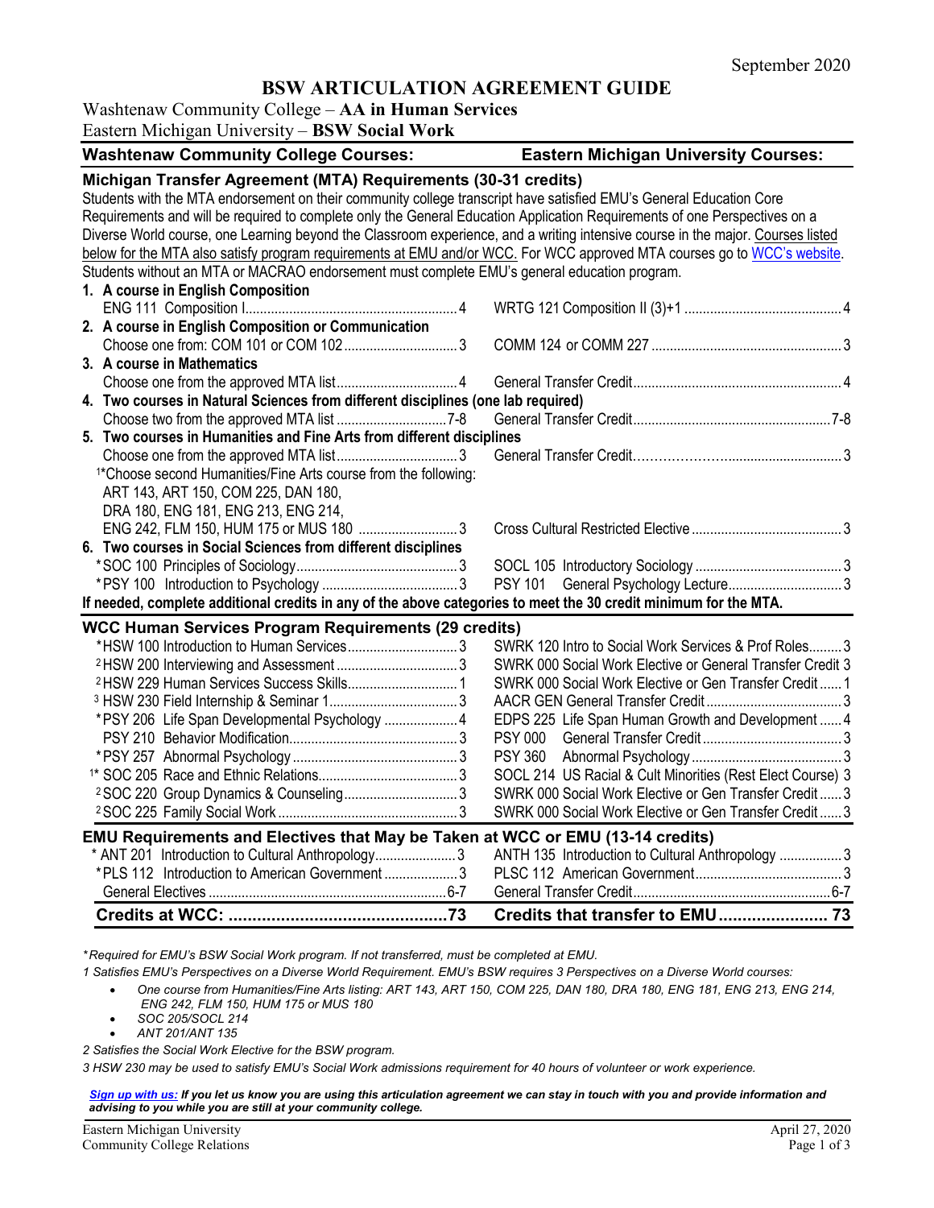September 2020

# BSW ARTICULATION AGREEMENT GUIDE

Washtenaw Community College – **AA in Human Services**
Eastern Michigan University – **BSW Social Work**

| Washtenaw Community College Courses: | | Eastern Michigan University Courses: | |
|---|---|---|---|
| **Michigan Transfer Agreement (MTA) Requirements (30-31 credits)** | | | |
| Students with the MTA endorsement on their community college transcript have satisfied EMU's General Education Core Requirements and will be required to complete only the General Education Application Requirements of one Perspectives on a Diverse World course, one Learning beyond the Classroom experience, and a writing intensive course in the major. Courses listed below for the MTA also satisfy program requirements at EMU and/or WCC. For WCC approved MTA courses go to WCC's website. Students without an MTA or MACRAO endorsement must complete EMU's general education program. | | | |
| **1. A course in English Composition** | | | |
| ENG 111 Composition I | 4 | WRTG 121 Composition II (3)+1 | 4 |
| **2. A course in English Composition or Communication** | | | |
| Choose one from: COM 101 or COM 102 | 3 | COMM 124 or COMM 227 | 3 |
| **3. A course in Mathematics** | | | |
| Choose one from the approved MTA list | 4 | General Transfer Credit | 4 |
| **4. Two courses in Natural Sciences from different disciplines (one lab required)** | | | |
| Choose two from the approved MTA list | 7-8 | General Transfer Credit | 7-8 |
| **5. Two courses in Humanities and Fine Arts from different disciplines** | | | |
| Choose one from the approved MTA list | 3 | General Transfer Credit | 3 |
| [1]*Choose second Humanities/Fine Arts course from the following: ART 143, ART 150, COM 225, DAN 180, DRA 180, ENG 181, ENG 213, ENG 214, ENG 242, FLM 150, HUM 175 or MUS 180 | 3 | Cross Cultural Restricted Elective | 3 |
| **6. Two courses in Social Sciences from different disciplines** | | | |
| *SOC 100 Principles of Sociology | 3 | SOCL 105 Introductory Sociology | 3 |
| *PSY 100 Introduction to Psychology | 3 | PSY 101 General Psychology Lecture | 3 |
| **If needed, complete additional credits in any of the above categories to meet the 30 credit minimum for the MTA.** | | | |
| **WCC Human Services Program Requirements (29 credits)** | | | |
| *HSW 100 Introduction to Human Services | 3 | SWRK 120 Intro to Social Work Services & Prof Roles | 3 |
| [2]HSW 200 Interviewing and Assessment | 3 | SWRK 000 Social Work Elective or General Transfer Credit | 3 |
| [2]HSW 229 Human Services Success Skills | 1 | SWRK 000 Social Work Elective or Gen Transfer Credit | 1 |
| [3]HSW 230 Field Internship & Seminar 1 | 3 | AACR GEN General Transfer Credit | 3 |
| *PSY 206 Life Span Developmental Psychology | 4 | EDPS 225 Life Span Human Growth and Development | 4 |
| PSY 210 Behavior Modification | 3 | PSY 000 General Transfer Credit | 3 |
| *PSY 257 Abnormal Psychology | 3 | PSY 360 Abnormal Psychology | 3 |
| [1]*SOC 205 Race and Ethnic Relations | 3 | SOCL 214 US Racial & Cult Minorities (Rest Elect Course) | 3 |
| [2]SOC 220 Group Dynamics & Counseling | 3 | SWRK 000 Social Work Elective or Gen Transfer Credit | 3 |
| [2]SOC 225 Family Social Work | 3 | SWRK 000 Social Work Elective or Gen Transfer Credit | 3 |
| **EMU Requirements and Electives that May be Taken at WCC or EMU (13-14 credits)** | | | |
| * ANT 201 Introduction to Cultural Anthropology | 3 | ANTH 135 Introduction to Cultural Anthropology | 3 |
| *PLS 112 Introduction to American Government | 3 | PLSC 112 American Government | 3 |
| General Electives | 6-7 | General Transfer Credit | 6-7 |
| **Credits at WCC:** | **73** | **Credits that transfer to EMU** | **73** |

*\*Required for EMU's BSW Social Work program. If not transferred, must be completed at EMU.*

*1 Satisfies EMU's Perspectives on a Diverse World Requirement. EMU's BSW requires 3 Perspectives on a Diverse World courses:*

- *One course from Humanities/Fine Arts listing: ART 143, ART 150, COM 225, DAN 180, DRA 180, ENG 181, ENG 213, ENG 214, ENG 242, FLM 150, HUM 175 or MUS 180*
- *SOC 205/SOCL 214*
- *ANT 201/ANT 135*

*2 Satisfies the Social Work Elective for the BSW program.*

*3 HSW 230 may be used to satisfy EMU's Social Work admissions requirement for 40 hours of volunteer or work experience.*

***Sign up with us:** If you let us know you are using this articulation agreement we can stay in touch with you and provide information and advising to you while you are still at your community college.*

Eastern Michigan University
Community College Relations

April 27, 2020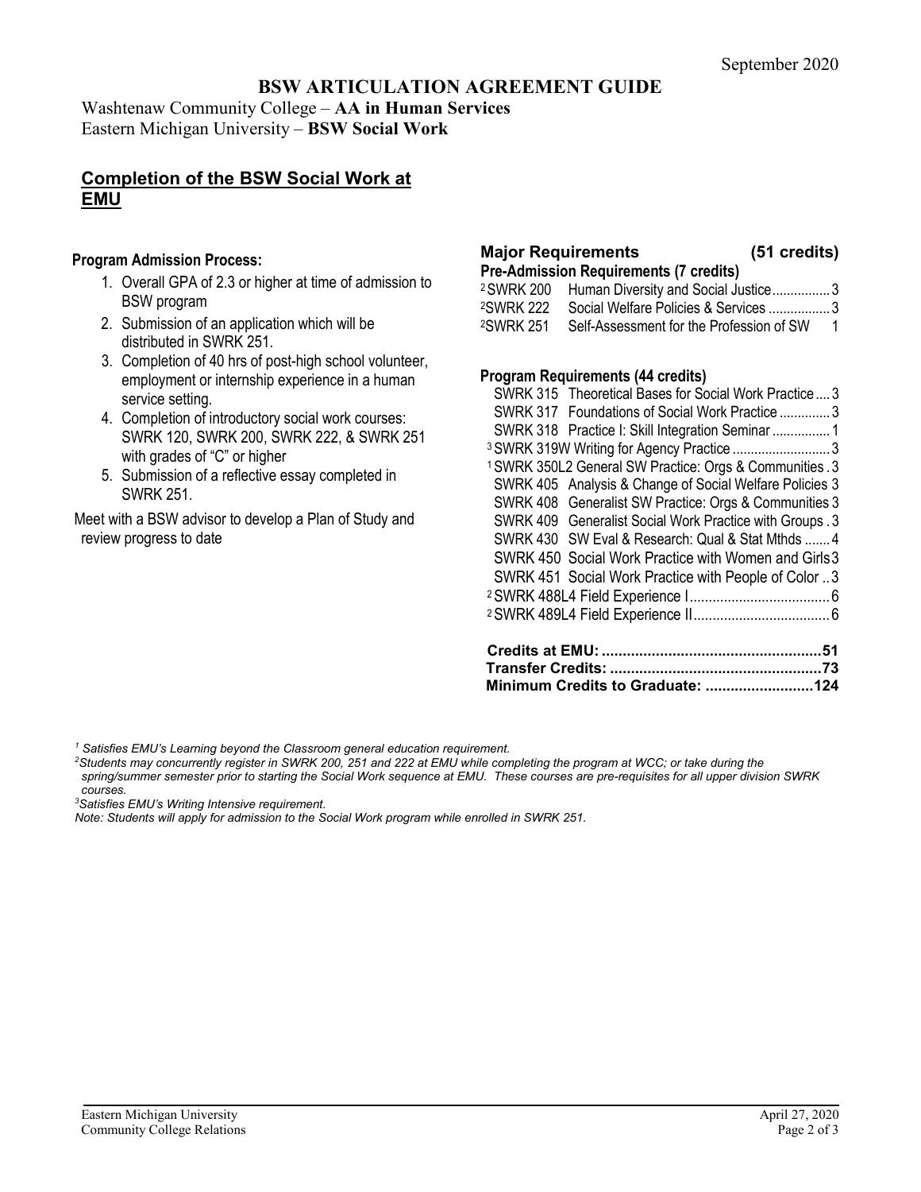September 2020

# BSW ARTICULATION AGREEMENT GUIDE

Washtenaw Community College – **AA in Human Services**
Eastern Michigan University – **BSW Social Work**

## Completion of the BSW Social Work at EMU

**Program Admission Process:**

1. Overall GPA of 2.3 or higher at time of admission to BSW program
2. Submission of an application which will be distributed in SWRK 251.
3. Completion of 40 hrs of post-high school volunteer, employment or internship experience in a human service setting.
4. Completion of introductory social work courses: SWRK 120, SWRK 200, SWRK 222, & SWRK 251 with grades of "C" or higher
5. Submission of a reflective essay completed in SWRK 251.

Meet with a BSW advisor to develop a Plan of Study and review progress to date

### Major Requirements (51 credits)

**Pre-Admission Requirements (7 credits)**

| Course | Title | Credits |
|---|---|---|
| [2] SWRK 200 | Human Diversity and Social Justice | 3 |
| [2] SWRK 222 | Social Welfare Policies & Services | 3 |
| [2] SWRK 251 | Self-Assessment for the Profession of SW | 1 |

**Program Requirements (44 credits)**

| Course | Title | Credits |
|---|---|---|
| SWRK 315 | Theoretical Bases for Social Work Practice | 3 |
| SWRK 317 | Foundations of Social Work Practice | 3 |
| SWRK 318 | Practice I: Skill Integration Seminar | 1 |
| [3] SWRK 319W | Writing for Agency Practice | 3 |
| [1] SWRK 350L2 | General SW Practice: Orgs & Communities | 3 |
| SWRK 405 | Analysis & Change of Social Welfare Policies | 3 |
| SWRK 408 | Generalist SW Practice: Orgs & Communities | 3 |
| SWRK 409 | Generalist Social Work Practice with Groups | 3 |
| SWRK 430 | SW Eval & Research: Qual & Stat Mthds | 4 |
| SWRK 450 | Social Work Practice with Women and Girls | 3 |
| SWRK 451 | Social Work Practice with People of Color | 3 |
| [2] SWRK 488L4 | Field Experience I | 6 |
| [2] SWRK 489L4 | Field Experience II | 6 |

**Credits at EMU: .....51**
**Transfer Credits: .....73**
**Minimum Credits to Graduate: .....124**

*[1] Satisfies EMU's Learning beyond the Classroom general education requirement.*
*[2] Students may concurrently register in SWRK 200, 251 and 222 at EMU while completing the program at WCC; or take during the spring/summer semester prior to starting the Social Work sequence at EMU. These courses are pre-requisites for all upper division SWRK courses.*
*[3] Satisfies EMU's Writing Intensive requirement.*
*Note: Students will apply for admission to the Social Work program while enrolled in SWRK 251.*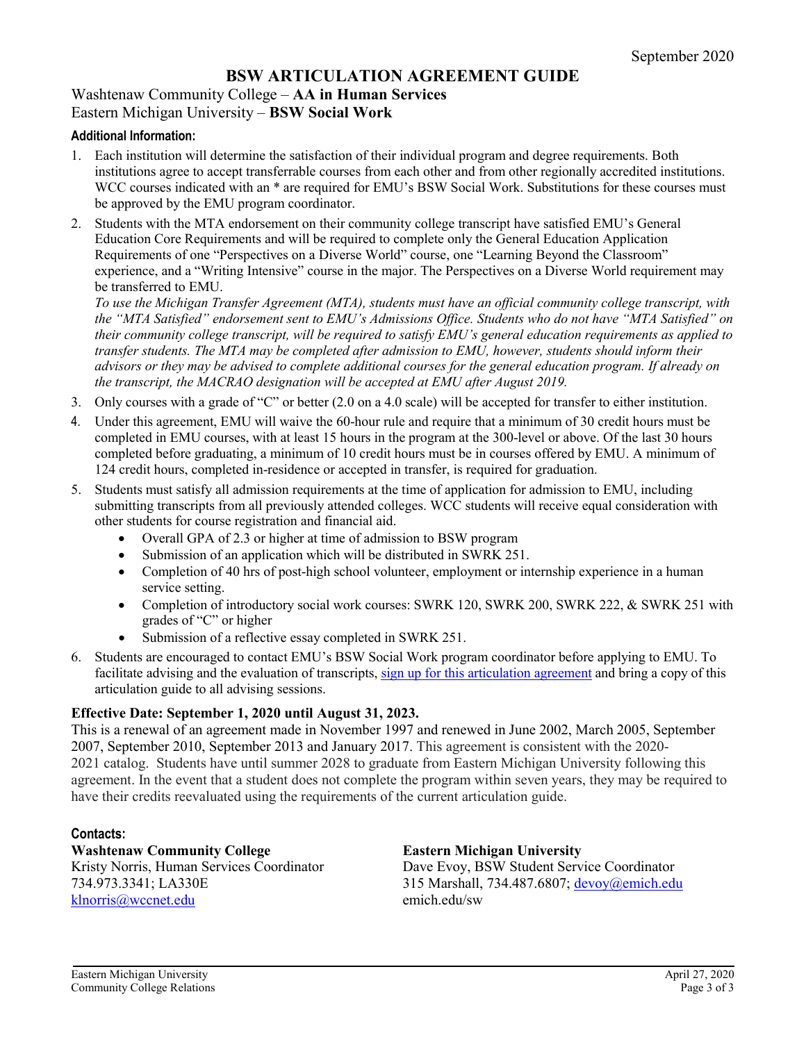September 2020

# BSW ARTICULATION AGREEMENT GUIDE

Washtenaw Community College – **AA in Human Services**
Eastern Michigan University – **BSW Social Work**

### Additional Information:

1. Each institution will determine the satisfaction of their individual program and degree requirements. Both institutions agree to accept transferrable courses from each other and from other regionally accredited institutions. WCC courses indicated with an * are required for EMU's BSW Social Work. Substitutions for these courses must be approved by the EMU program coordinator.
2. Students with the MTA endorsement on their community college transcript have satisfied EMU's General Education Core Requirements and will be required to complete only the General Education Application Requirements of one "Perspectives on a Diverse World" course, one "Learning Beyond the Classroom" experience, and a "Writing Intensive" course in the major. The Perspectives on a Diverse World requirement may be transferred to EMU.
   *To use the Michigan Transfer Agreement (MTA), students must have an official community college transcript, with the "MTA Satisfied" endorsement sent to EMU's Admissions Office. Students who do not have "MTA Satisfied" on their community college transcript, will be required to satisfy EMU's general education requirements as applied to transfer students. The MTA may be completed after admission to EMU, however, students should inform their advisors or they may be advised to complete additional courses for the general education program. If already on the transcript, the MACRAO designation will be accepted at EMU after August 2019.*
3. Only courses with a grade of "C" or better (2.0 on a 4.0 scale) will be accepted for transfer to either institution.
4. Under this agreement, EMU will waive the 60-hour rule and require that a minimum of 30 credit hours must be completed in EMU courses, with at least 15 hours in the program at the 300-level or above. Of the last 30 hours completed before graduating, a minimum of 10 credit hours must be in courses offered by EMU. A minimum of 124 credit hours, completed in-residence or accepted in transfer, is required for graduation.
5. Students must satisfy all admission requirements at the time of application for admission to EMU, including submitting transcripts from all previously attended colleges. WCC students will receive equal consideration with other students for course registration and financial aid.
   - Overall GPA of 2.3 or higher at time of admission to BSW program
   - Submission of an application which will be distributed in SWRK 251.
   - Completion of 40 hrs of post-high school volunteer, employment or internship experience in a human service setting.
   - Completion of introductory social work courses: SWRK 120, SWRK 200, SWRK 222, & SWRK 251 with grades of "C" or higher
   - Submission of a reflective essay completed in SWRK 251.
6. Students are encouraged to contact EMU's BSW Social Work program coordinator before applying to EMU. To facilitate advising and the evaluation of transcripts, sign up for this articulation agreement and bring a copy of this articulation guide to all advising sessions.

**Effective Date: September 1, 2020 until August 31, 2023.**

This is a renewal of an agreement made in November 1997 and renewed in June 2002, March 2005, September 2007, September 2010, September 2013 and January 2017. This agreement is consistent with the 2020-2021 catalog. Students have until summer 2028 to graduate from Eastern Michigan University following this agreement. In the event that a student does not complete the program within seven years, they may be required to have their credits reevaluated using the requirements of the current articulation guide.

### Contacts:

**Washtenaw Community College**
Kristy Norris, Human Services Coordinator
734.973.3341; LA330E
klnorris@wccnet.edu

**Eastern Michigan University**
Dave Evoy, BSW Student Service Coordinator
315 Marshall, 734.487.6807; devoy@emich.edu
emich.edu/sw

Eastern Michigan University
Community College Relations

April 27, 2020